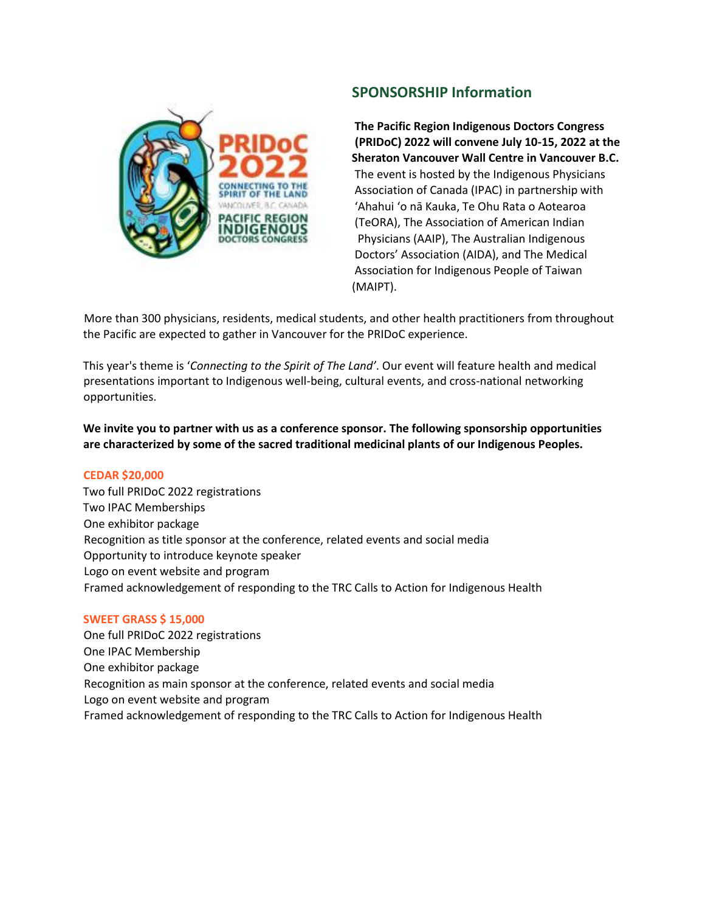## SPONSORSHIP Information

**The Pacific Region Indigenous Doctors Congress (PRIDoC) 2022 will convene July 10-15, 2022 at the Sheraton Vancouver Wall Centre in Vancouver B.C.** The event is hosted by the Indigenous Physicians Association of Canada (IPAC) in partnership with ‘Ahahui ‘o nā Kauka, Te Ohu Rata o Aotearoa (TeORA), The Association of American Indian Physicians (AAIP), The Australian Indigenous Doctors’ Association (AIDA), and The Medical Association for Indigenous People of Taiwan (MAIPT).

More than 300 physicians, residents, medical students, and other health practitioners from throughout the Pacific are expected to gather in Vancouver for the PRIDoC experience.

This year's theme is ‘*Connecting to the Spirit of The Land*’. Our event will feature health and medical presentations important to Indigenous well-being, cultural events, and cross-national networking opportunities.

**We invite you to partner with us as a conference sponsor. The following sponsorship opportunities are characterized by some of the sacred traditional medicinal plants of our Indigenous Peoples.**

### CEDAR $20,000

Two full PRIDoC 2022 registrations
Two IPAC Memberships
One exhibitor package
Recognition as title sponsor at the conference, related events and social media
Opportunity to introduce keynote speaker
Logo on event website and program
Framed acknowledgement of responding to the TRC Calls to Action for Indigenous Health

### SWEET GRASS $ 15,000

One full PRIDoC 2022 registrations
One IPAC Membership
One exhibitor package
Recognition as main sponsor at the conference, related events and social media
Logo on event website and program
Framed acknowledgement of responding to the TRC Calls to Action for Indigenous Health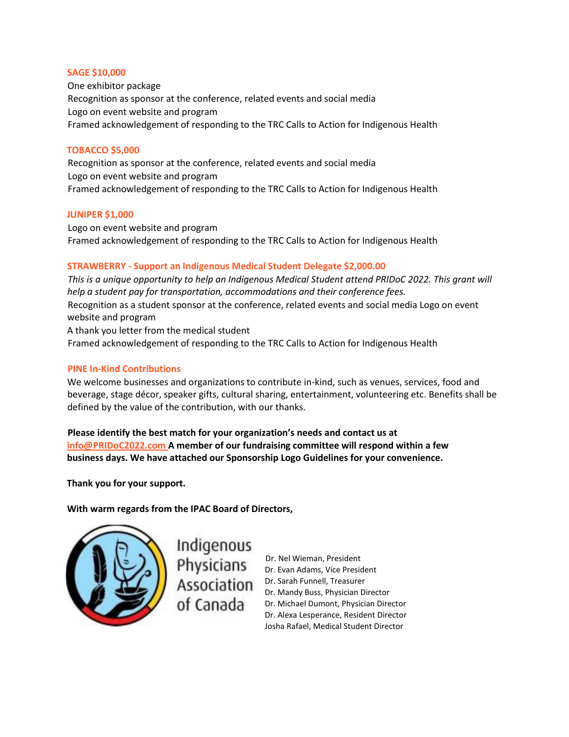**SAGE $10,000**

One exhibitor package
Recognition as sponsor at the conference, related events and social media
Logo on event website and program
Framed acknowledgement of responding to the TRC Calls to Action for Indigenous Health

**TOBACCO $5,000**

Recognition as sponsor at the conference, related events and social media
Logo on event website and program
Framed acknowledgement of responding to the TRC Calls to Action for Indigenous Health

**JUNIPER $1,000**

Logo on event website and program
Framed acknowledgement of responding to the TRC Calls to Action for Indigenous Health

**STRAWBERRY - Support an Indigenous Medical Student Delegate $2,000.00**

*This is a unique opportunity to help an Indigenous Medical Student attend PRIDoC 2022. This grant will help a student pay for transportation, accommodations and their conference fees.*
Recognition as a student sponsor at the conference, related events and social media Logo on event website and program
A thank you letter from the medical student
Framed acknowledgement of responding to the TRC Calls to Action for Indigenous Health

**PINE In-Kind Contributions**

We welcome businesses and organizations to contribute in-kind, such as venues, services, food and beverage, stage décor, speaker gifts, cultural sharing, entertainment, volunteering etc. Benefits shall be defined by the value of the contribution, with our thanks.

**Please identify the best match for your organization's needs and contact us at info@PRIDoC2022.com A member of our fundraising committee will respond within a few business days. We have attached our Sponsorship Logo Guidelines for your convenience.**

**Thank you for your support.**

**With warm regards from the IPAC Board of Directors,**

Indigenous Physicians Association of Canada

Dr. Nel Wieman, President
Dr. Evan Adams, Vice President
Dr. Sarah Funnell, Treasurer
Dr. Mandy Buss, Physician Director
Dr. Michael Dumont, Physician Director
Dr. Alexa Lesperance, Resident Director
Josha Rafael, Medical Student Director